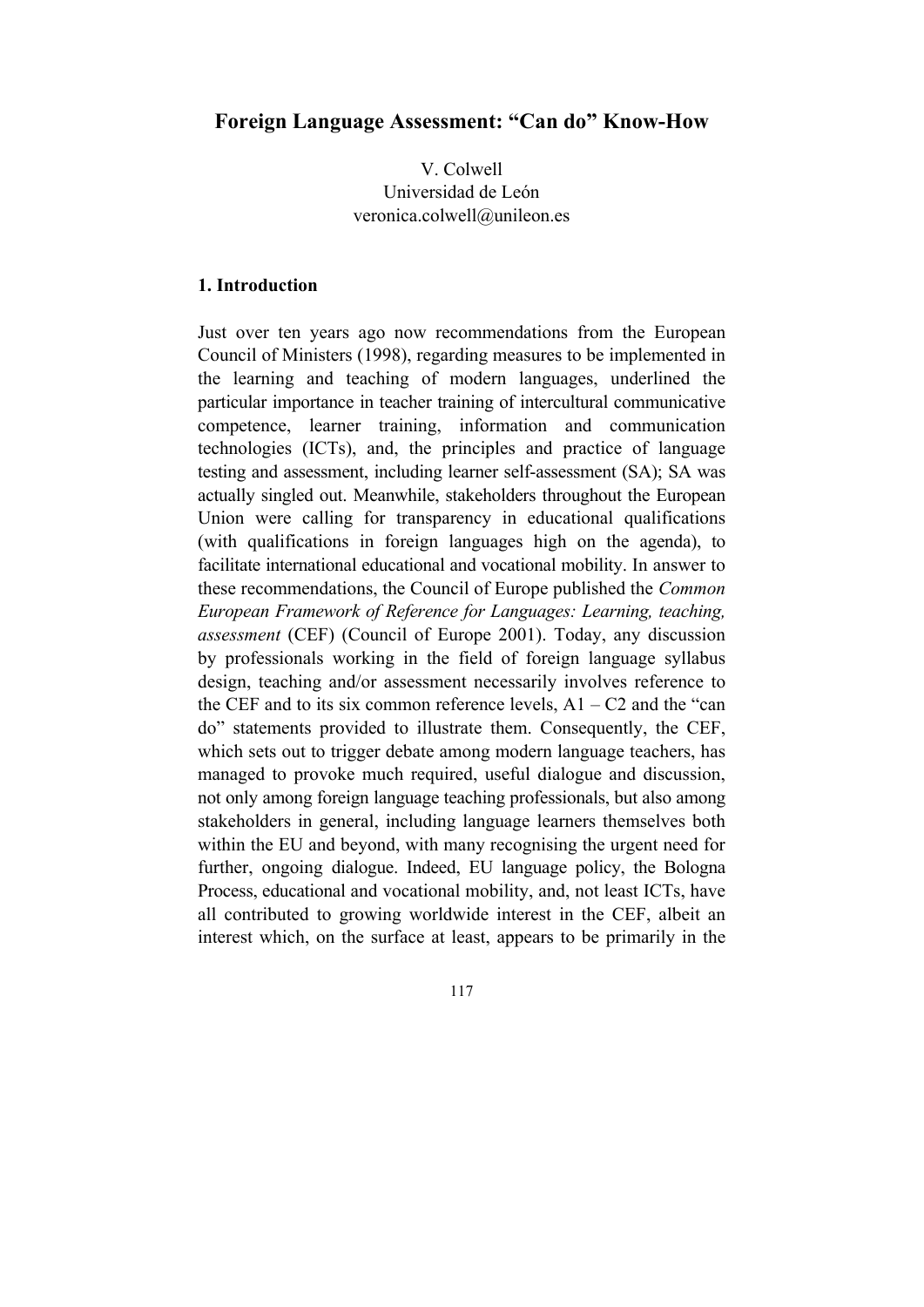# Foreign Language Assessment: "Can do" Know-How

V. Colwell
Universidad de León
veronica.colwell@unileon.es

## 1. Introduction

Just over ten years ago now recommendations from the European Council of Ministers (1998), regarding measures to be implemented in the learning and teaching of modern languages, underlined the particular importance in teacher training of intercultural communicative competence, learner training, information and communication technologies (ICTs), and, the principles and practice of language testing and assessment, including learner self-assessment (SA); SA was actually singled out. Meanwhile, stakeholders throughout the European Union were calling for transparency in educational qualifications (with qualifications in foreign languages high on the agenda), to facilitate international educational and vocational mobility. In answer to these recommendations, the Council of Europe published the *Common European Framework of Reference for Languages: Learning, teaching, assessment* (CEF) (Council of Europe 2001). Today, any discussion by professionals working in the field of foreign language syllabus design, teaching and/or assessment necessarily involves reference to the CEF and to its six common reference levels, A1 – C2 and the "can do" statements provided to illustrate them. Consequently, the CEF, which sets out to trigger debate among modern language teachers, has managed to provoke much required, useful dialogue and discussion, not only among foreign language teaching professionals, but also among stakeholders in general, including language learners themselves both within the EU and beyond, with many recognising the urgent need for further, ongoing dialogue. Indeed, EU language policy, the Bologna Process, educational and vocational mobility, and, not least ICTs, have all contributed to growing worldwide interest in the CEF, albeit an interest which, on the surface at least, appears to be primarily in the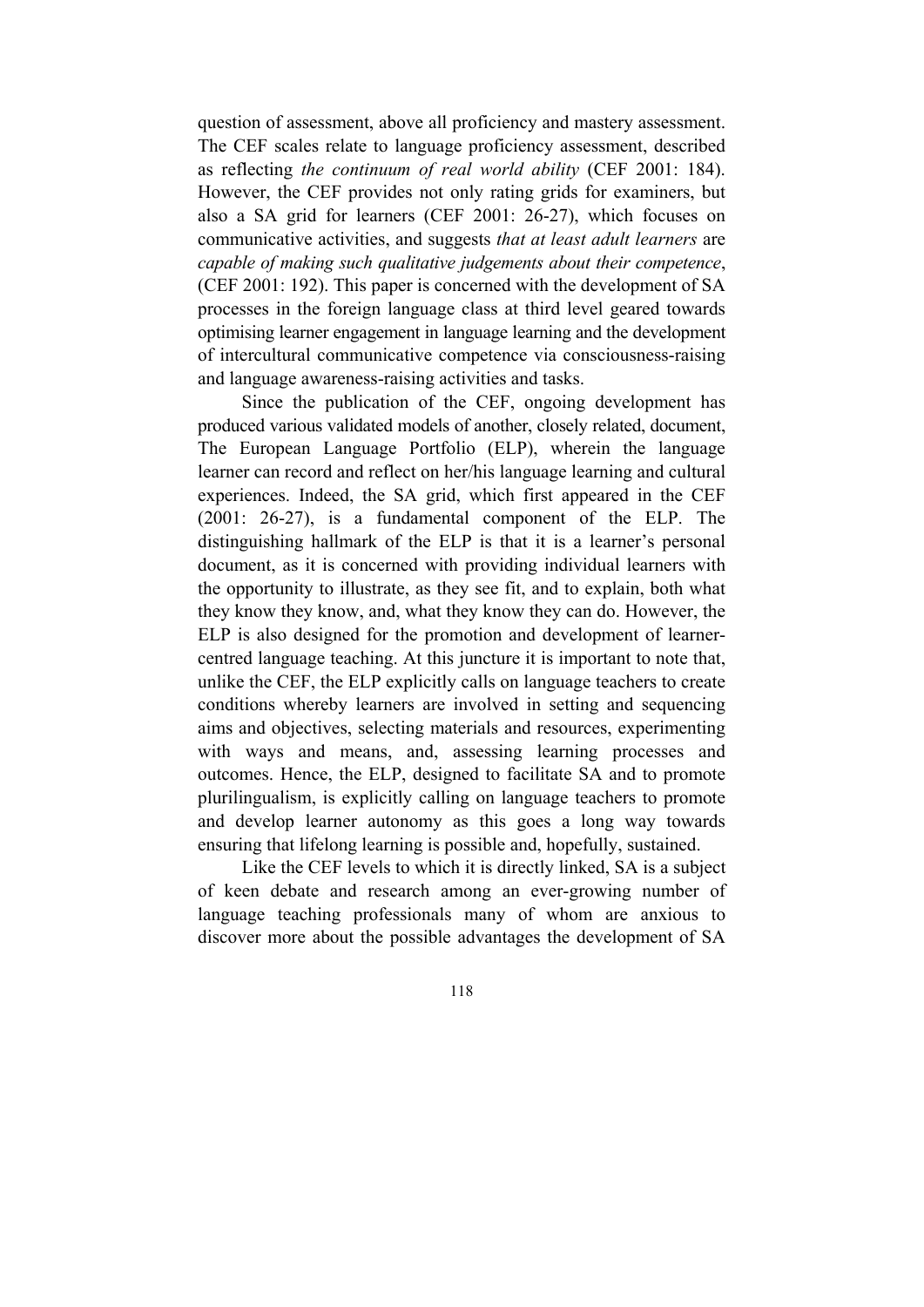question of assessment, above all proficiency and mastery assessment. The CEF scales relate to language proficiency assessment, described as reflecting *the continuum of real world ability* (CEF 2001: 184). However, the CEF provides not only rating grids for examiners, but also a SA grid for learners (CEF 2001: 26-27), which focuses on communicative activities, and suggests *that at least adult learners* are *capable of making such qualitative judgements about their competence*, (CEF 2001: 192). This paper is concerned with the development of SA processes in the foreign language class at third level geared towards optimising learner engagement in language learning and the development of intercultural communicative competence via consciousness-raising and language awareness-raising activities and tasks.

Since the publication of the CEF, ongoing development has produced various validated models of another, closely related, document, The European Language Portfolio (ELP), wherein the language learner can record and reflect on her/his language learning and cultural experiences. Indeed, the SA grid, which first appeared in the CEF (2001: 26-27), is a fundamental component of the ELP. The distinguishing hallmark of the ELP is that it is a learner's personal document, as it is concerned with providing individual learners with the opportunity to illustrate, as they see fit, and to explain, both what they know they know, and, what they know they can do. However, the ELP is also designed for the promotion and development of learner-centred language teaching. At this juncture it is important to note that, unlike the CEF, the ELP explicitly calls on language teachers to create conditions whereby learners are involved in setting and sequencing aims and objectives, selecting materials and resources, experimenting with ways and means, and, assessing learning processes and outcomes. Hence, the ELP, designed to facilitate SA and to promote plurilingualism, is explicitly calling on language teachers to promote and develop learner autonomy as this goes a long way towards ensuring that lifelong learning is possible and, hopefully, sustained.

Like the CEF levels to which it is directly linked, SA is a subject of keen debate and research among an ever-growing number of language teaching professionals many of whom are anxious to discover more about the possible advantages the development of SA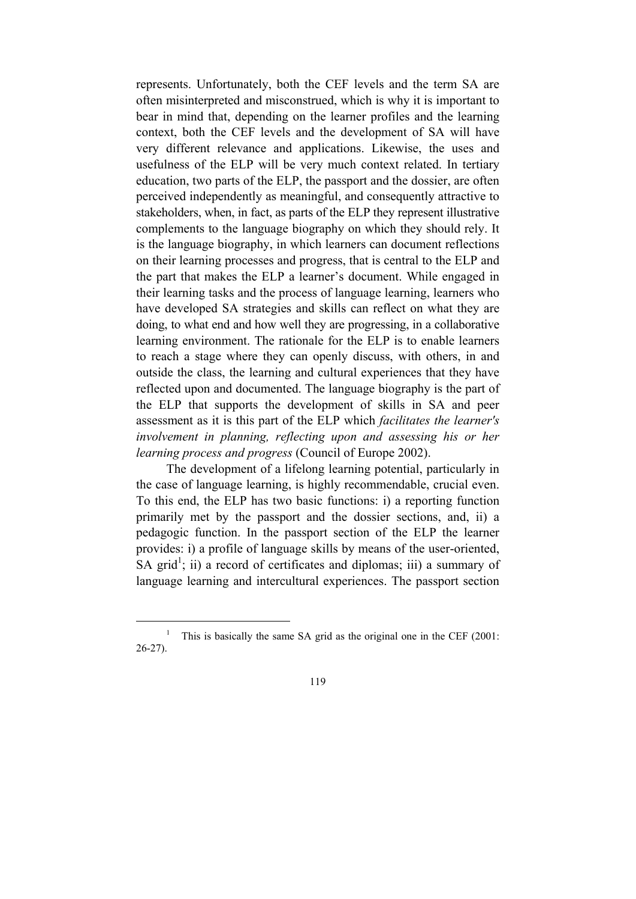represents. Unfortunately, both the CEF levels and the term SA are often misinterpreted and misconstrued, which is why it is important to bear in mind that, depending on the learner profiles and the learning context, both the CEF levels and the development of SA will have very different relevance and applications. Likewise, the uses and usefulness of the ELP will be very much context related. In tertiary education, two parts of the ELP, the passport and the dossier, are often perceived independently as meaningful, and consequently attractive to stakeholders, when, in fact, as parts of the ELP they represent illustrative complements to the language biography on which they should rely. It is the language biography, in which learners can document reflections on their learning processes and progress, that is central to the ELP and the part that makes the ELP a learner's document. While engaged in their learning tasks and the process of language learning, learners who have developed SA strategies and skills can reflect on what they are doing, to what end and how well they are progressing, in a collaborative learning environment. The rationale for the ELP is to enable learners to reach a stage where they can openly discuss, with others, in and outside the class, the learning and cultural experiences that they have reflected upon and documented. The language biography is the part of the ELP that supports the development of skills in SA and peer assessment as it is this part of the ELP which *facilitates the learner's involvement in planning, reflecting upon and assessing his or her learning process and progress* (Council of Europe 2002).

The development of a lifelong learning potential, particularly in the case of language learning, is highly recommendable, crucial even. To this end, the ELP has two basic functions: i) a reporting function primarily met by the passport and the dossier sections, and, ii) a pedagogic function. In the passport section of the ELP the learner provides: i) a profile of language skills by means of the user-oriented, SA grid[1]; ii) a record of certificates and diplomas; iii) a summary of language learning and intercultural experiences. The passport section

[1] This is basically the same SA grid as the original one in the CEF (2001: 26-27).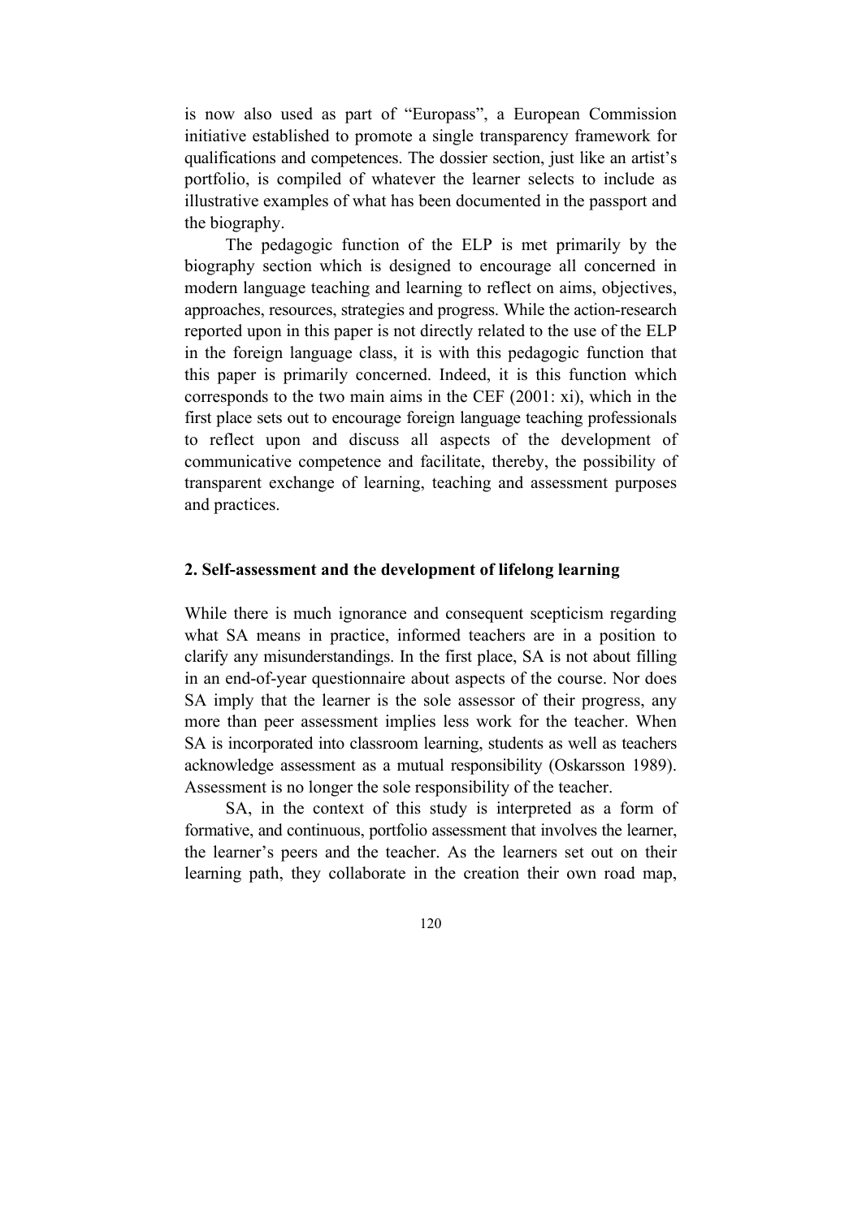is now also used as part of "Europass", a European Commission initiative established to promote a single transparency framework for qualifications and competences. The dossier section, just like an artist's portfolio, is compiled of whatever the learner selects to include as illustrative examples of what has been documented in the passport and the biography.

The pedagogic function of the ELP is met primarily by the biography section which is designed to encourage all concerned in modern language teaching and learning to reflect on aims, objectives, approaches, resources, strategies and progress. While the action-research reported upon in this paper is not directly related to the use of the ELP in the foreign language class, it is with this pedagogic function that this paper is primarily concerned. Indeed, it is this function which corresponds to the two main aims in the CEF (2001: xi), which in the first place sets out to encourage foreign language teaching professionals to reflect upon and discuss all aspects of the development of communicative competence and facilitate, thereby, the possibility of transparent exchange of learning, teaching and assessment purposes and practices.

## 2. Self-assessment and the development of lifelong learning

While there is much ignorance and consequent scepticism regarding what SA means in practice, informed teachers are in a position to clarify any misunderstandings. In the first place, SA is not about filling in an end-of-year questionnaire about aspects of the course. Nor does SA imply that the learner is the sole assessor of their progress, any more than peer assessment implies less work for the teacher. When SA is incorporated into classroom learning, students as well as teachers acknowledge assessment as a mutual responsibility (Oskarsson 1989). Assessment is no longer the sole responsibility of the teacher.

SA, in the context of this study is interpreted as a form of formative, and continuous, portfolio assessment that involves the learner, the learner's peers and the teacher. As the learners set out on their learning path, they collaborate in the creation their own road map,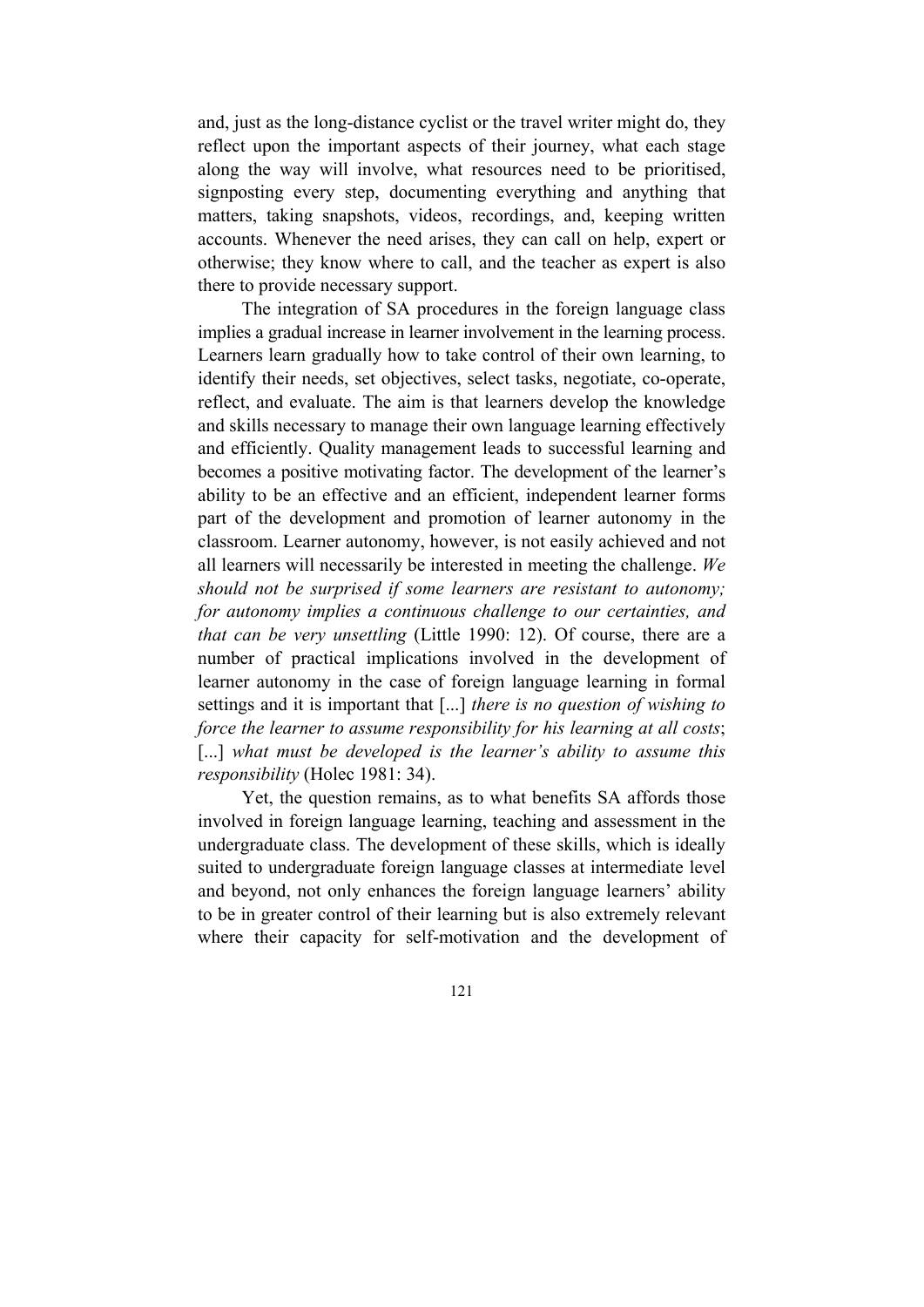and, just as the long-distance cyclist or the travel writer might do, they reflect upon the important aspects of their journey, what each stage along the way will involve, what resources need to be prioritised, signposting every step, documenting everything and anything that matters, taking snapshots, videos, recordings, and, keeping written accounts. Whenever the need arises, they can call on help, expert or otherwise; they know where to call, and the teacher as expert is also there to provide necessary support.

The integration of SA procedures in the foreign language class implies a gradual increase in learner involvement in the learning process. Learners learn gradually how to take control of their own learning, to identify their needs, set objectives, select tasks, negotiate, co-operate, reflect, and evaluate. The aim is that learners develop the knowledge and skills necessary to manage their own language learning effectively and efficiently. Quality management leads to successful learning and becomes a positive motivating factor. The development of the learner's ability to be an effective and an efficient, independent learner forms part of the development and promotion of learner autonomy in the classroom. Learner autonomy, however, is not easily achieved and not all learners will necessarily be interested in meeting the challenge. *We should not be surprised if some learners are resistant to autonomy; for autonomy implies a continuous challenge to our certainties, and that can be very unsettling* (Little 1990: 12). Of course, there are a number of practical implications involved in the development of learner autonomy in the case of foreign language learning in formal settings and it is important that [...] *there is no question of wishing to force the learner to assume responsibility for his learning at all costs*; [...] *what must be developed is the learner's ability to assume this responsibility* (Holec 1981: 34).

Yet, the question remains, as to what benefits SA affords those involved in foreign language learning, teaching and assessment in the undergraduate class. The development of these skills, which is ideally suited to undergraduate foreign language classes at intermediate level and beyond, not only enhances the foreign language learners' ability to be in greater control of their learning but is also extremely relevant where their capacity for self-motivation and the development of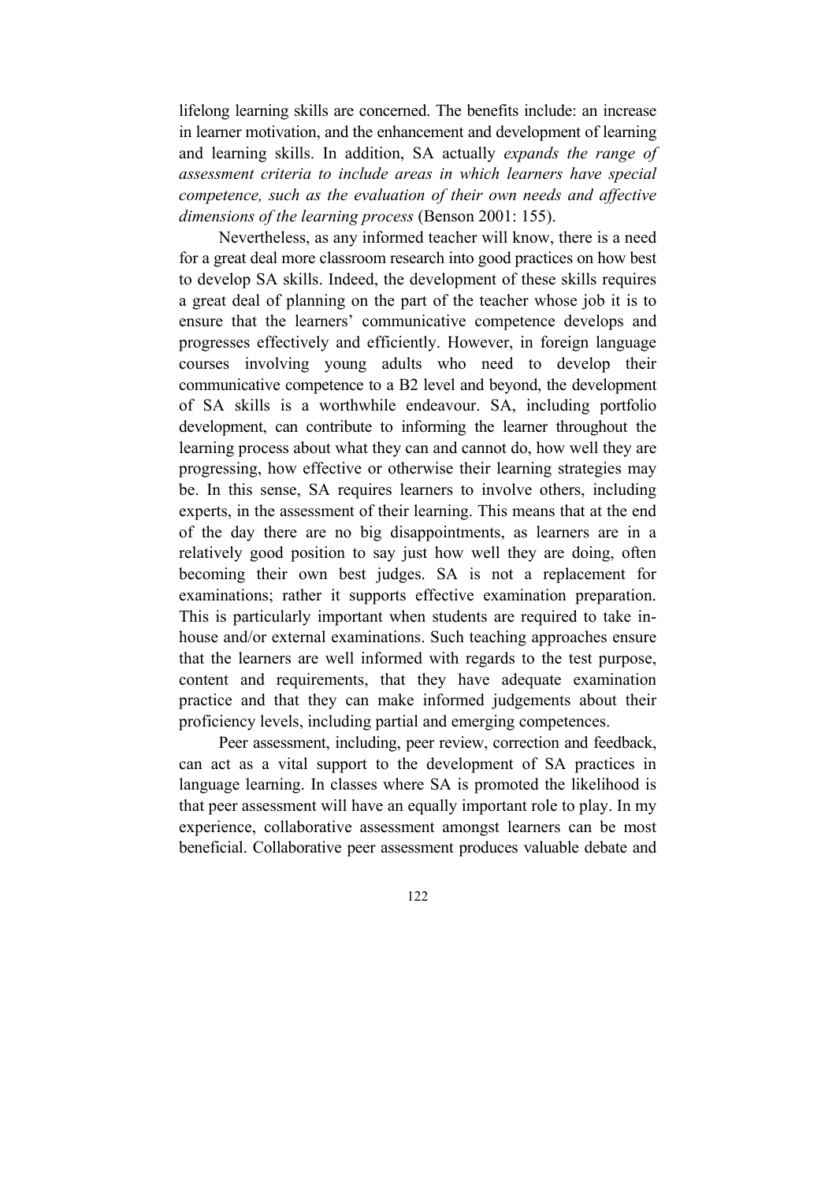lifelong learning skills are concerned. The benefits include: an increase in learner motivation, and the enhancement and development of learning and learning skills. In addition, SA actually *expands the range of assessment criteria to include areas in which learners have special competence, such as the evaluation of their own needs and affective dimensions of the learning process* (Benson 2001: 155).

Nevertheless, as any informed teacher will know, there is a need for a great deal more classroom research into good practices on how best to develop SA skills. Indeed, the development of these skills requires a great deal of planning on the part of the teacher whose job it is to ensure that the learners' communicative competence develops and progresses effectively and efficiently. However, in foreign language courses involving young adults who need to develop their communicative competence to a B2 level and beyond, the development of SA skills is a worthwhile endeavour. SA, including portfolio development, can contribute to informing the learner throughout the learning process about what they can and cannot do, how well they are progressing, how effective or otherwise their learning strategies may be. In this sense, SA requires learners to involve others, including experts, in the assessment of their learning. This means that at the end of the day there are no big disappointments, as learners are in a relatively good position to say just how well they are doing, often becoming their own best judges. SA is not a replacement for examinations; rather it supports effective examination preparation. This is particularly important when students are required to take in-house and/or external examinations. Such teaching approaches ensure that the learners are well informed with regards to the test purpose, content and requirements, that they have adequate examination practice and that they can make informed judgements about their proficiency levels, including partial and emerging competences.

Peer assessment, including, peer review, correction and feedback, can act as a vital support to the development of SA practices in language learning. In classes where SA is promoted the likelihood is that peer assessment will have an equally important role to play. In my experience, collaborative assessment amongst learners can be most beneficial. Collaborative peer assessment produces valuable debate and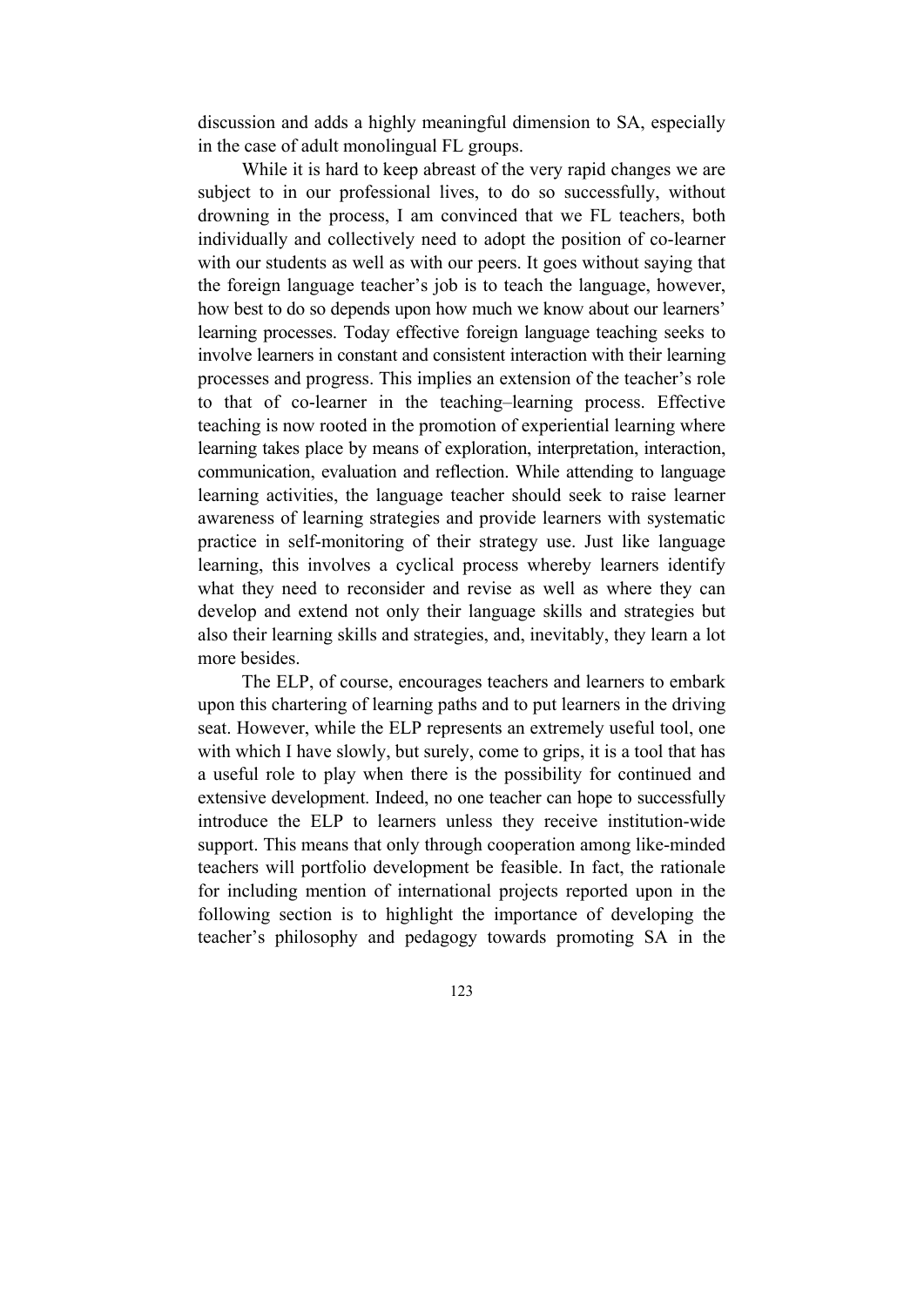discussion and adds a highly meaningful dimension to SA, especially in the case of adult monolingual FL groups.

While it is hard to keep abreast of the very rapid changes we are subject to in our professional lives, to do so successfully, without drowning in the process, I am convinced that we FL teachers, both individually and collectively need to adopt the position of co-learner with our students as well as with our peers. It goes without saying that the foreign language teacher's job is to teach the language, however, how best to do so depends upon how much we know about our learners' learning processes. Today effective foreign language teaching seeks to involve learners in constant and consistent interaction with their learning processes and progress. This implies an extension of the teacher's role to that of co-learner in the teaching–learning process. Effective teaching is now rooted in the promotion of experiential learning where learning takes place by means of exploration, interpretation, interaction, communication, evaluation and reflection. While attending to language learning activities, the language teacher should seek to raise learner awareness of learning strategies and provide learners with systematic practice in self-monitoring of their strategy use. Just like language learning, this involves a cyclical process whereby learners identify what they need to reconsider and revise as well as where they can develop and extend not only their language skills and strategies but also their learning skills and strategies, and, inevitably, they learn a lot more besides.

The ELP, of course, encourages teachers and learners to embark upon this chartering of learning paths and to put learners in the driving seat. However, while the ELP represents an extremely useful tool, one with which I have slowly, but surely, come to grips, it is a tool that has a useful role to play when there is the possibility for continued and extensive development. Indeed, no one teacher can hope to successfully introduce the ELP to learners unless they receive institution-wide support. This means that only through cooperation among like-minded teachers will portfolio development be feasible. In fact, the rationale for including mention of international projects reported upon in the following section is to highlight the importance of developing the teacher's philosophy and pedagogy towards promoting SA in the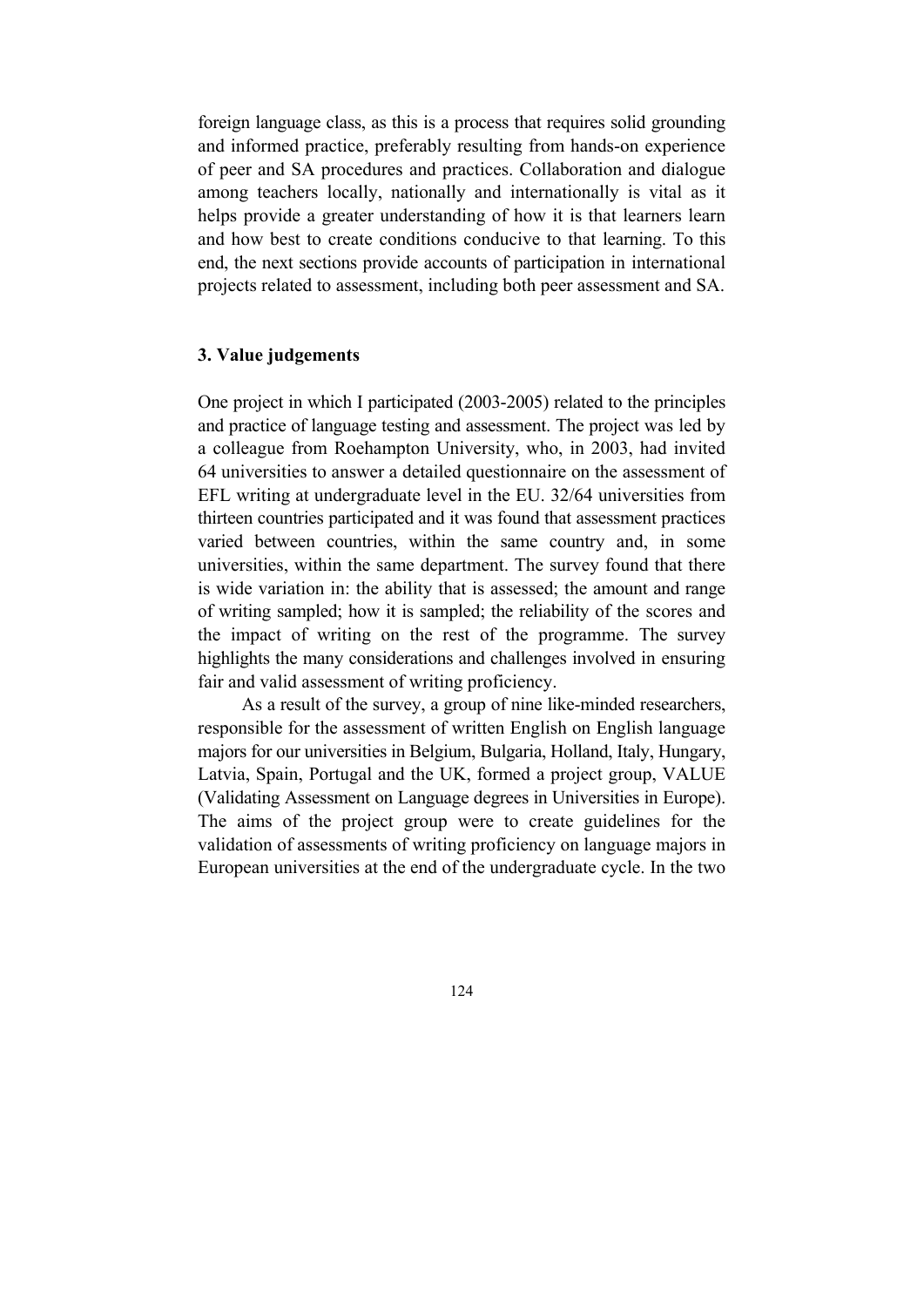foreign language class, as this is a process that requires solid grounding and informed practice, preferably resulting from hands-on experience of peer and SA procedures and practices. Collaboration and dialogue among teachers locally, nationally and internationally is vital as it helps provide a greater understanding of how it is that learners learn and how best to create conditions conducive to that learning. To this end, the next sections provide accounts of participation in international projects related to assessment, including both peer assessment and SA.

## 3. Value judgements

One project in which I participated (2003-2005) related to the principles and practice of language testing and assessment. The project was led by a colleague from Roehampton University, who, in 2003, had invited 64 universities to answer a detailed questionnaire on the assessment of EFL writing at undergraduate level in the EU. 32/64 universities from thirteen countries participated and it was found that assessment practices varied between countries, within the same country and, in some universities, within the same department. The survey found that there is wide variation in: the ability that is assessed; the amount and range of writing sampled; how it is sampled; the reliability of the scores and the impact of writing on the rest of the programme. The survey highlights the many considerations and challenges involved in ensuring fair and valid assessment of writing proficiency.

As a result of the survey, a group of nine like-minded researchers, responsible for the assessment of written English on English language majors for our universities in Belgium, Bulgaria, Holland, Italy, Hungary, Latvia, Spain, Portugal and the UK, formed a project group, VALUE (Validating Assessment on Language degrees in Universities in Europe). The aims of the project group were to create guidelines for the validation of assessments of writing proficiency on language majors in European universities at the end of the undergraduate cycle. In the two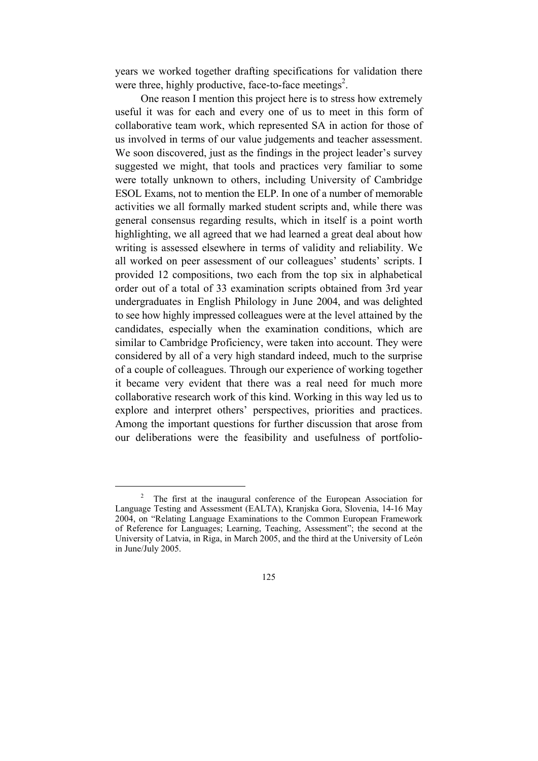years we worked together drafting specifications for validation there were three, highly productive, face-to-face meetings[2].

One reason I mention this project here is to stress how extremely useful it was for each and every one of us to meet in this form of collaborative team work, which represented SA in action for those of us involved in terms of our value judgements and teacher assessment. We soon discovered, just as the findings in the project leader's survey suggested we might, that tools and practices very familiar to some were totally unknown to others, including University of Cambridge ESOL Exams, not to mention the ELP. In one of a number of memorable activities we all formally marked student scripts and, while there was general consensus regarding results, which in itself is a point worth highlighting, we all agreed that we had learned a great deal about how writing is assessed elsewhere in terms of validity and reliability. We all worked on peer assessment of our colleagues' students' scripts. I provided 12 compositions, two each from the top six in alphabetical order out of a total of 33 examination scripts obtained from 3rd year undergraduates in English Philology in June 2004, and was delighted to see how highly impressed colleagues were at the level attained by the candidates, especially when the examination conditions, which are similar to Cambridge Proficiency, were taken into account. They were considered by all of a very high standard indeed, much to the surprise of a couple of colleagues. Through our experience of working together it became very evident that there was a real need for much more collaborative research work of this kind. Working in this way led us to explore and interpret others' perspectives, priorities and practices. Among the important questions for further discussion that arose from our deliberations were the feasibility and usefulness of portfolio-

---

[2] The first at the inaugural conference of the European Association for Language Testing and Assessment (EALTA), Kranjska Gora, Slovenia, 14-16 May 2004, on "Relating Language Examinations to the Common European Framework of Reference for Languages; Learning, Teaching, Assessment"; the second at the University of Latvia, in Riga, in March 2005, and the third at the University of León in June/July 2005.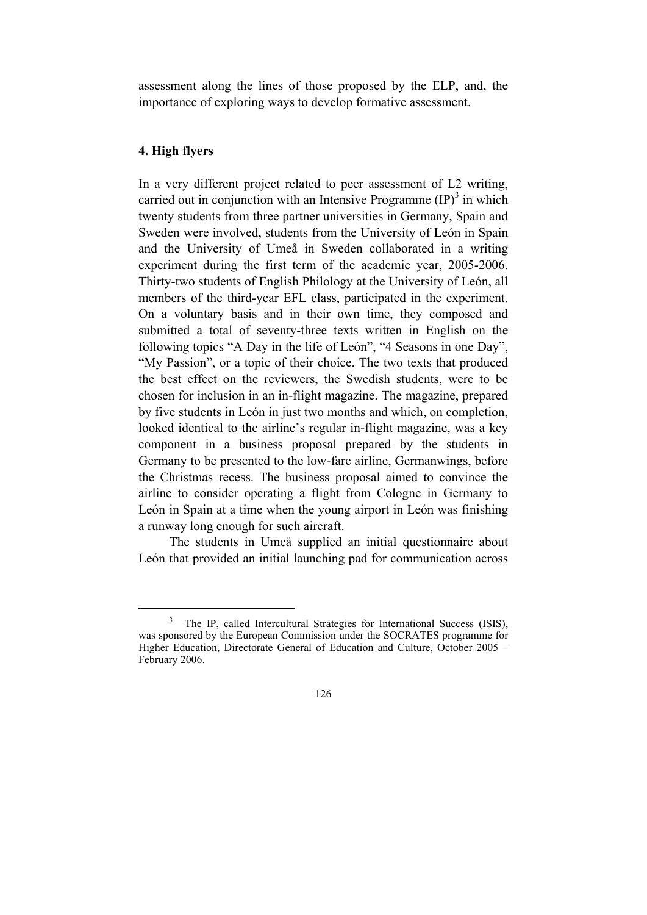assessment along the lines of those proposed by the ELP, and, the importance of exploring ways to develop formative assessment.

## 4. High flyers

In a very different project related to peer assessment of L2 writing, carried out in conjunction with an Intensive Programme (IP)[3] in which twenty students from three partner universities in Germany, Spain and Sweden were involved, students from the University of León in Spain and the University of Umeå in Sweden collaborated in a writing experiment during the first term of the academic year, 2005-2006. Thirty-two students of English Philology at the University of León, all members of the third-year EFL class, participated in the experiment. On a voluntary basis and in their own time, they composed and submitted a total of seventy-three texts written in English on the following topics "A Day in the life of León", "4 Seasons in one Day", "My Passion", or a topic of their choice. The two texts that produced the best effect on the reviewers, the Swedish students, were to be chosen for inclusion in an in-flight magazine. The magazine, prepared by five students in León in just two months and which, on completion, looked identical to the airline's regular in-flight magazine, was a key component in a business proposal prepared by the students in Germany to be presented to the low-fare airline, Germanwings, before the Christmas recess. The business proposal aimed to convince the airline to consider operating a flight from Cologne in Germany to León in Spain at a time when the young airport in León was finishing a runway long enough for such aircraft.

The students in Umeå supplied an initial questionnaire about León that provided an initial launching pad for communication across

[3] The IP, called Intercultural Strategies for International Success (ISIS), was sponsored by the European Commission under the SOCRATES programme for Higher Education, Directorate General of Education and Culture, October 2005 – February 2006.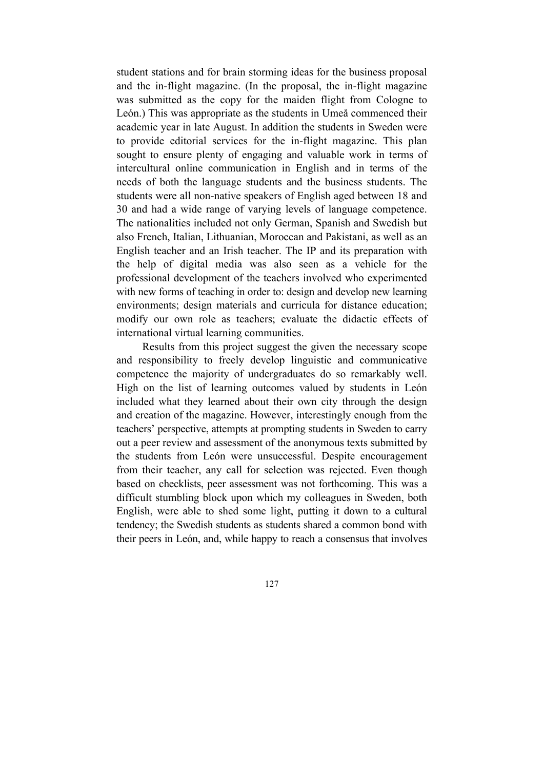student stations and for brain storming ideas for the business proposal and the in-flight magazine. (In the proposal, the in-flight magazine was submitted as the copy for the maiden flight from Cologne to León.) This was appropriate as the students in Umeå commenced their academic year in late August. In addition the students in Sweden were to provide editorial services for the in-flight magazine. This plan sought to ensure plenty of engaging and valuable work in terms of intercultural online communication in English and in terms of the needs of both the language students and the business students. The students were all non-native speakers of English aged between 18 and 30 and had a wide range of varying levels of language competence. The nationalities included not only German, Spanish and Swedish but also French, Italian, Lithuanian, Moroccan and Pakistani, as well as an English teacher and an Irish teacher. The IP and its preparation with the help of digital media was also seen as a vehicle for the professional development of the teachers involved who experimented with new forms of teaching in order to: design and develop new learning environments; design materials and curricula for distance education; modify our own role as teachers; evaluate the didactic effects of international virtual learning communities.

Results from this project suggest the given the necessary scope and responsibility to freely develop linguistic and communicative competence the majority of undergraduates do so remarkably well. High on the list of learning outcomes valued by students in León included what they learned about their own city through the design and creation of the magazine. However, interestingly enough from the teachers' perspective, attempts at prompting students in Sweden to carry out a peer review and assessment of the anonymous texts submitted by the students from León were unsuccessful. Despite encouragement from their teacher, any call for selection was rejected. Even though based on checklists, peer assessment was not forthcoming. This was a difficult stumbling block upon which my colleagues in Sweden, both English, were able to shed some light, putting it down to a cultural tendency; the Swedish students as students shared a common bond with their peers in León, and, while happy to reach a consensus that involves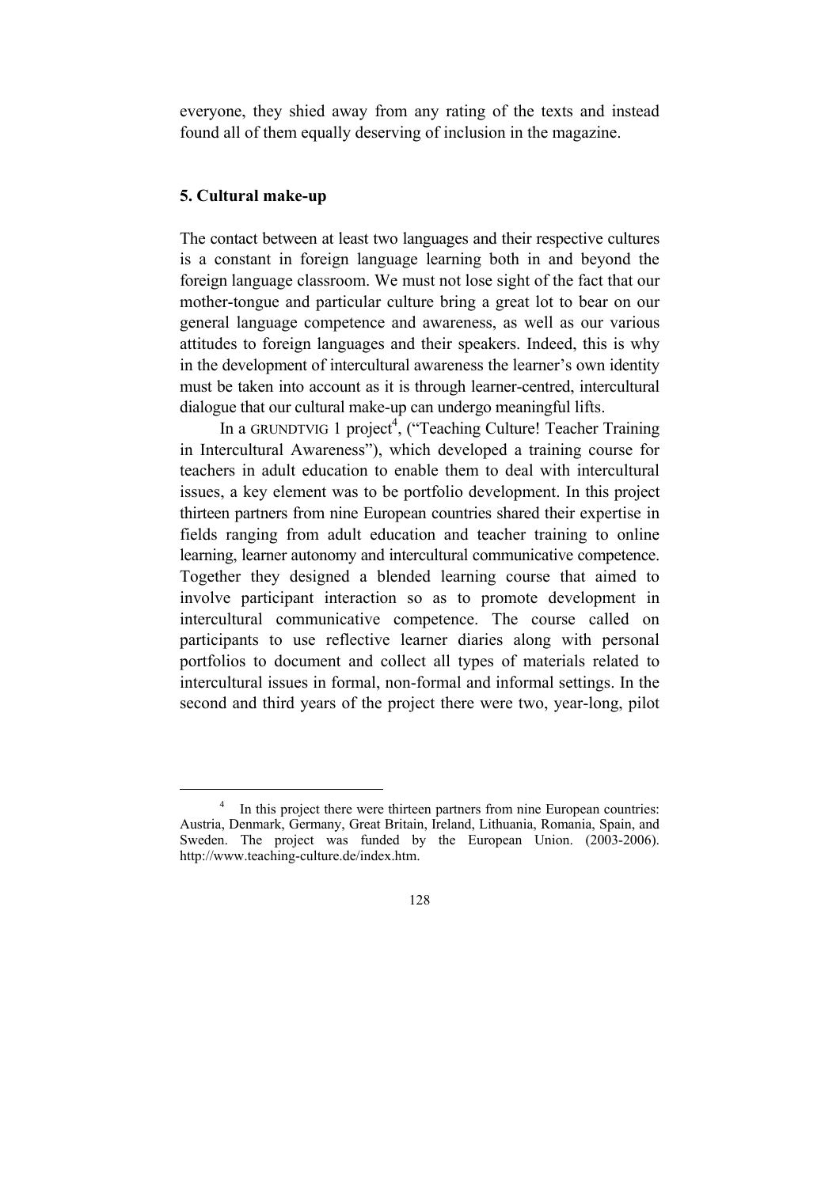everyone, they shied away from any rating of the texts and instead found all of them equally deserving of inclusion in the magazine.

## 5. Cultural make-up

The contact between at least two languages and their respective cultures is a constant in foreign language learning both in and beyond the foreign language classroom. We must not lose sight of the fact that our mother-tongue and particular culture bring a great lot to bear on our general language competence and awareness, as well as our various attitudes to foreign languages and their speakers. Indeed, this is why in the development of intercultural awareness the learner's own identity must be taken into account as it is through learner-centred, intercultural dialogue that our cultural make-up can undergo meaningful lifts.

In a GRUNDTVIG 1 project[4], ("Teaching Culture! Teacher Training in Intercultural Awareness"), which developed a training course for teachers in adult education to enable them to deal with intercultural issues, a key element was to be portfolio development. In this project thirteen partners from nine European countries shared their expertise in fields ranging from adult education and teacher training to online learning, learner autonomy and intercultural communicative competence. Together they designed a blended learning course that aimed to involve participant interaction so as to promote development in intercultural communicative competence. The course called on participants to use reflective learner diaries along with personal portfolios to document and collect all types of materials related to intercultural issues in formal, non-formal and informal settings. In the second and third years of the project there were two, year-long, pilot

[4] In this project there were thirteen partners from nine European countries: Austria, Denmark, Germany, Great Britain, Ireland, Lithuania, Romania, Spain, and Sweden. The project was funded by the European Union. (2003-2006). http://www.teaching-culture.de/index.htm.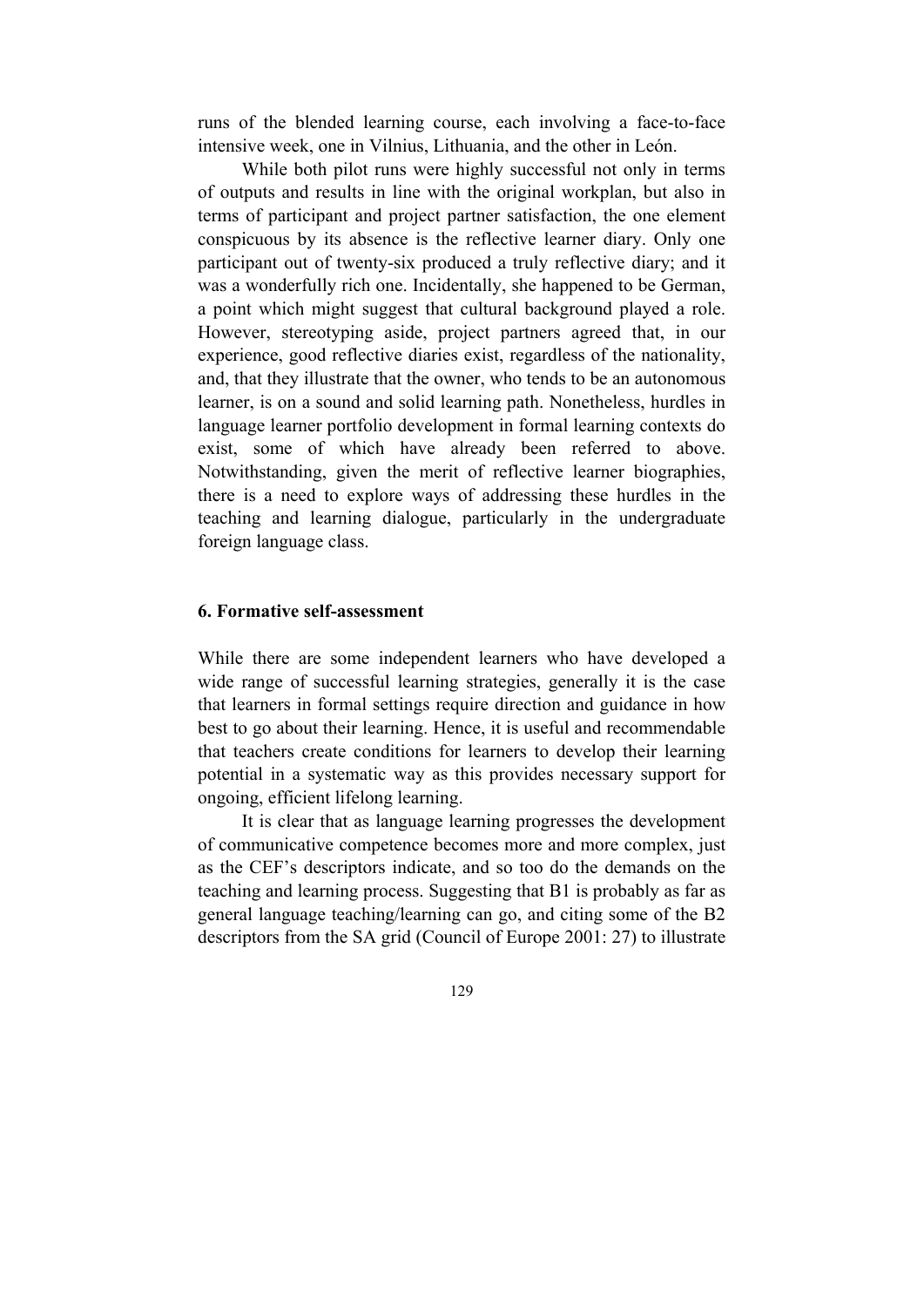runs of the blended learning course, each involving a face-to-face intensive week, one in Vilnius, Lithuania, and the other in León.

While both pilot runs were highly successful not only in terms of outputs and results in line with the original workplan, but also in terms of participant and project partner satisfaction, the one element conspicuous by its absence is the reflective learner diary. Only one participant out of twenty-six produced a truly reflective diary; and it was a wonderfully rich one. Incidentally, she happened to be German, a point which might suggest that cultural background played a role. However, stereotyping aside, project partners agreed that, in our experience, good reflective diaries exist, regardless of the nationality, and, that they illustrate that the owner, who tends to be an autonomous learner, is on a sound and solid learning path. Nonetheless, hurdles in language learner portfolio development in formal learning contexts do exist, some of which have already been referred to above. Notwithstanding, given the merit of reflective learner biographies, there is a need to explore ways of addressing these hurdles in the teaching and learning dialogue, particularly in the undergraduate foreign language class.

## 6. Formative self-assessment

While there are some independent learners who have developed a wide range of successful learning strategies, generally it is the case that learners in formal settings require direction and guidance in how best to go about their learning. Hence, it is useful and recommendable that teachers create conditions for learners to develop their learning potential in a systematic way as this provides necessary support for ongoing, efficient lifelong learning.

It is clear that as language learning progresses the development of communicative competence becomes more and more complex, just as the CEF's descriptors indicate, and so too do the demands on the teaching and learning process. Suggesting that B1 is probably as far as general language teaching/learning can go, and citing some of the B2 descriptors from the SA grid (Council of Europe 2001: 27) to illustrate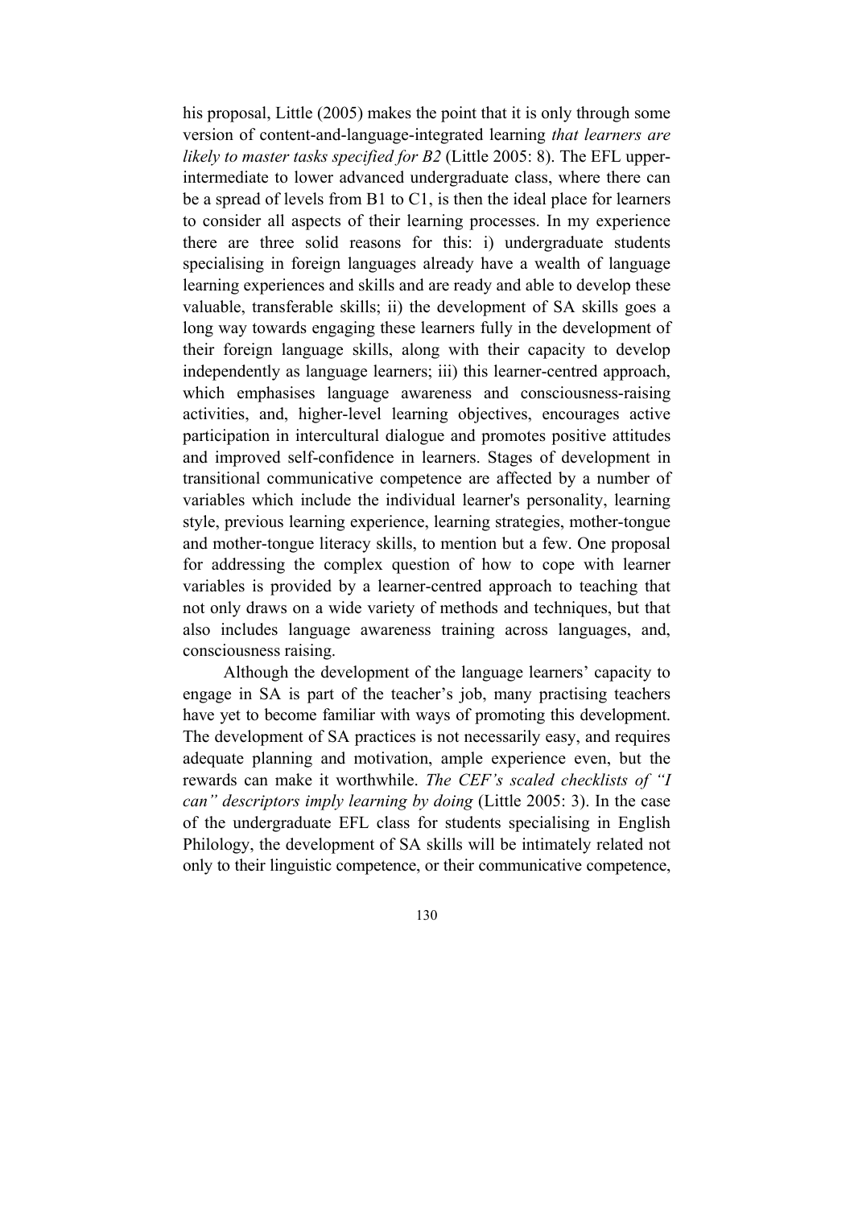his proposal, Little (2005) makes the point that it is only through some version of content-and-language-integrated learning *that learners are likely to master tasks specified for B2* (Little 2005: 8). The EFL upper-intermediate to lower advanced undergraduate class, where there can be a spread of levels from B1 to C1, is then the ideal place for learners to consider all aspects of their learning processes. In my experience there are three solid reasons for this: i) undergraduate students specialising in foreign languages already have a wealth of language learning experiences and skills and are ready and able to develop these valuable, transferable skills; ii) the development of SA skills goes a long way towards engaging these learners fully in the development of their foreign language skills, along with their capacity to develop independently as language learners; iii) this learner-centred approach, which emphasises language awareness and consciousness-raising activities, and, higher-level learning objectives, encourages active participation in intercultural dialogue and promotes positive attitudes and improved self-confidence in learners. Stages of development in transitional communicative competence are affected by a number of variables which include the individual learner's personality, learning style, previous learning experience, learning strategies, mother-tongue and mother-tongue literacy skills, to mention but a few. One proposal for addressing the complex question of how to cope with learner variables is provided by a learner-centred approach to teaching that not only draws on a wide variety of methods and techniques, but that also includes language awareness training across languages, and, consciousness raising.

Although the development of the language learners' capacity to engage in SA is part of the teacher's job, many practising teachers have yet to become familiar with ways of promoting this development. The development of SA practices is not necessarily easy, and requires adequate planning and motivation, ample experience even, but the rewards can make it worthwhile. *The CEF's scaled checklists of "I can" descriptors imply learning by doing* (Little 2005: 3). In the case of the undergraduate EFL class for students specialising in English Philology, the development of SA skills will be intimately related not only to their linguistic competence, or their communicative competence,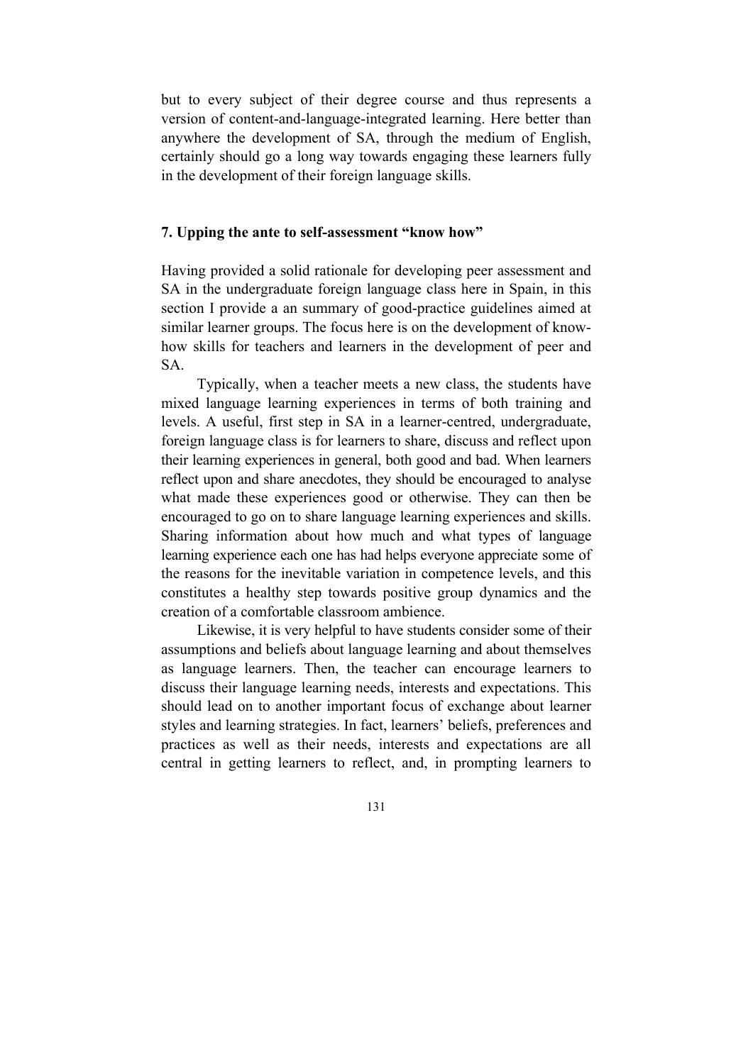but to every subject of their degree course and thus represents a version of content-and-language-integrated learning. Here better than anywhere the development of SA, through the medium of English, certainly should go a long way towards engaging these learners fully in the development of their foreign language skills.

## 7. Upping the ante to self-assessment "know how"

Having provided a solid rationale for developing peer assessment and SA in the undergraduate foreign language class here in Spain, in this section I provide a an summary of good-practice guidelines aimed at similar learner groups. The focus here is on the development of know-how skills for teachers and learners in the development of peer and SA.

Typically, when a teacher meets a new class, the students have mixed language learning experiences in terms of both training and levels. A useful, first step in SA in a learner-centred, undergraduate, foreign language class is for learners to share, discuss and reflect upon their learning experiences in general, both good and bad. When learners reflect upon and share anecdotes, they should be encouraged to analyse what made these experiences good or otherwise. They can then be encouraged to go on to share language learning experiences and skills. Sharing information about how much and what types of language learning experience each one has had helps everyone appreciate some of the reasons for the inevitable variation in competence levels, and this constitutes a healthy step towards positive group dynamics and the creation of a comfortable classroom ambience.

Likewise, it is very helpful to have students consider some of their assumptions and beliefs about language learning and about themselves as language learners. Then, the teacher can encourage learners to discuss their language learning needs, interests and expectations. This should lead on to another important focus of exchange about learner styles and learning strategies. In fact, learners' beliefs, preferences and practices as well as their needs, interests and expectations are all central in getting learners to reflect, and, in prompting learners to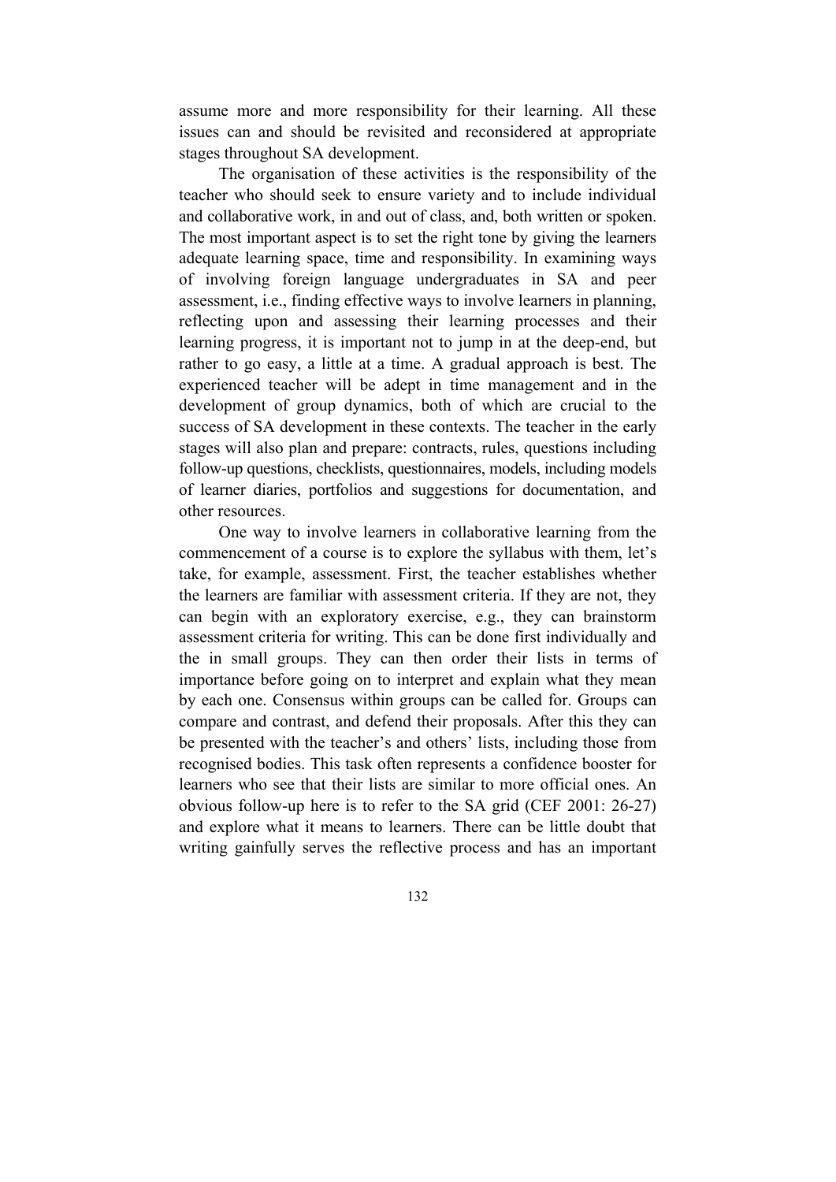assume more and more responsibility for their learning. All these issues can and should be revisited and reconsidered at appropriate stages throughout SA development.

The organisation of these activities is the responsibility of the teacher who should seek to ensure variety and to include individual and collaborative work, in and out of class, and, both written or spoken. The most important aspect is to set the right tone by giving the learners adequate learning space, time and responsibility. In examining ways of involving foreign language undergraduates in SA and peer assessment, i.e., finding effective ways to involve learners in planning, reflecting upon and assessing their learning processes and their learning progress, it is important not to jump in at the deep-end, but rather to go easy, a little at a time. A gradual approach is best. The experienced teacher will be adept in time management and in the development of group dynamics, both of which are crucial to the success of SA development in these contexts. The teacher in the early stages will also plan and prepare: contracts, rules, questions including follow-up questions, checklists, questionnaires, models, including models of learner diaries, portfolios and suggestions for documentation, and other resources.

One way to involve learners in collaborative learning from the commencement of a course is to explore the syllabus with them, let's take, for example, assessment. First, the teacher establishes whether the learners are familiar with assessment criteria. If they are not, they can begin with an exploratory exercise, e.g., they can brainstorm assessment criteria for writing. This can be done first individually and the in small groups. They can then order their lists in terms of importance before going on to interpret and explain what they mean by each one. Consensus within groups can be called for. Groups can compare and contrast, and defend their proposals. After this they can be presented with the teacher's and others' lists, including those from recognised bodies. This task often represents a confidence booster for learners who see that their lists are similar to more official ones. An obvious follow-up here is to refer to the SA grid (CEF 2001: 26-27) and explore what it means to learners. There can be little doubt that writing gainfully serves the reflective process and has an important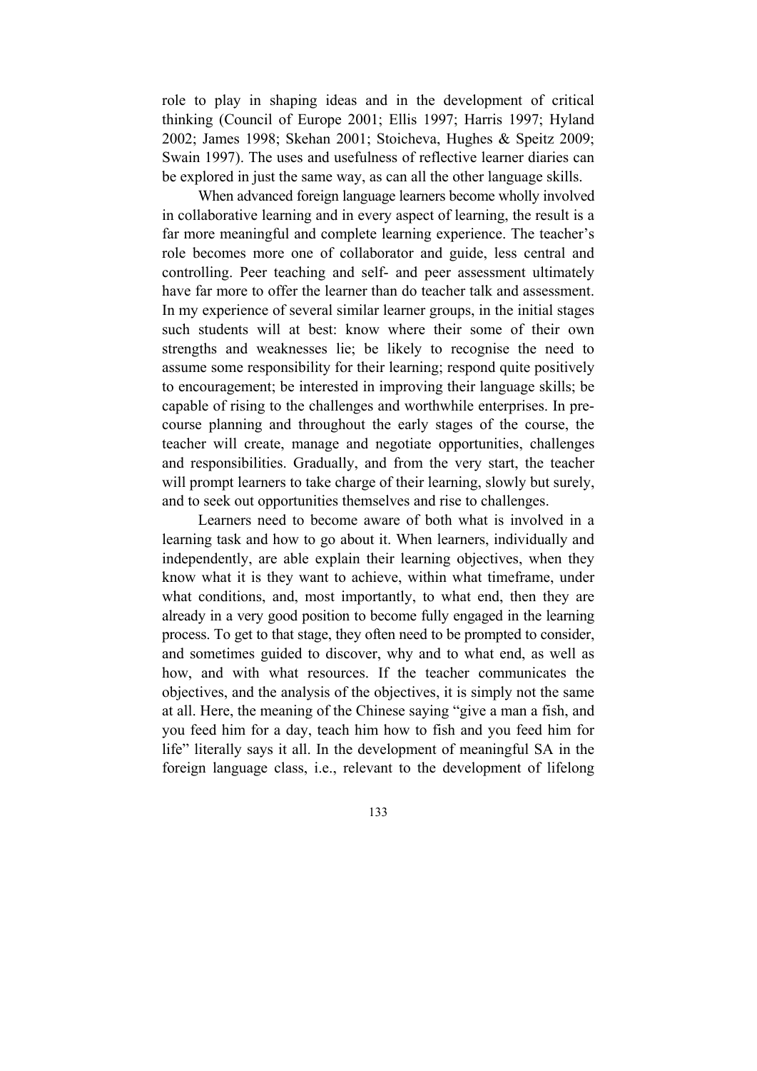role to play in shaping ideas and in the development of critical thinking (Council of Europe 2001; Ellis 1997; Harris 1997; Hyland 2002; James 1998; Skehan 2001; Stoicheva, Hughes & Speitz 2009; Swain 1997). The uses and usefulness of reflective learner diaries can be explored in just the same way, as can all the other language skills.

When advanced foreign language learners become wholly involved in collaborative learning and in every aspect of learning, the result is a far more meaningful and complete learning experience. The teacher's role becomes more one of collaborator and guide, less central and controlling. Peer teaching and self- and peer assessment ultimately have far more to offer the learner than do teacher talk and assessment. In my experience of several similar learner groups, in the initial stages such students will at best: know where their some of their own strengths and weaknesses lie; be likely to recognise the need to assume some responsibility for their learning; respond quite positively to encouragement; be interested in improving their language skills; be capable of rising to the challenges and worthwhile enterprises. In pre-course planning and throughout the early stages of the course, the teacher will create, manage and negotiate opportunities, challenges and responsibilities. Gradually, and from the very start, the teacher will prompt learners to take charge of their learning, slowly but surely, and to seek out opportunities themselves and rise to challenges.

Learners need to become aware of both what is involved in a learning task and how to go about it. When learners, individually and independently, are able explain their learning objectives, when they know what it is they want to achieve, within what timeframe, under what conditions, and, most importantly, to what end, then they are already in a very good position to become fully engaged in the learning process. To get to that stage, they often need to be prompted to consider, and sometimes guided to discover, why and to what end, as well as how, and with what resources. If the teacher communicates the objectives, and the analysis of the objectives, it is simply not the same at all. Here, the meaning of the Chinese saying "give a man a fish, and you feed him for a day, teach him how to fish and you feed him for life" literally says it all. In the development of meaningful SA in the foreign language class, i.e., relevant to the development of lifelong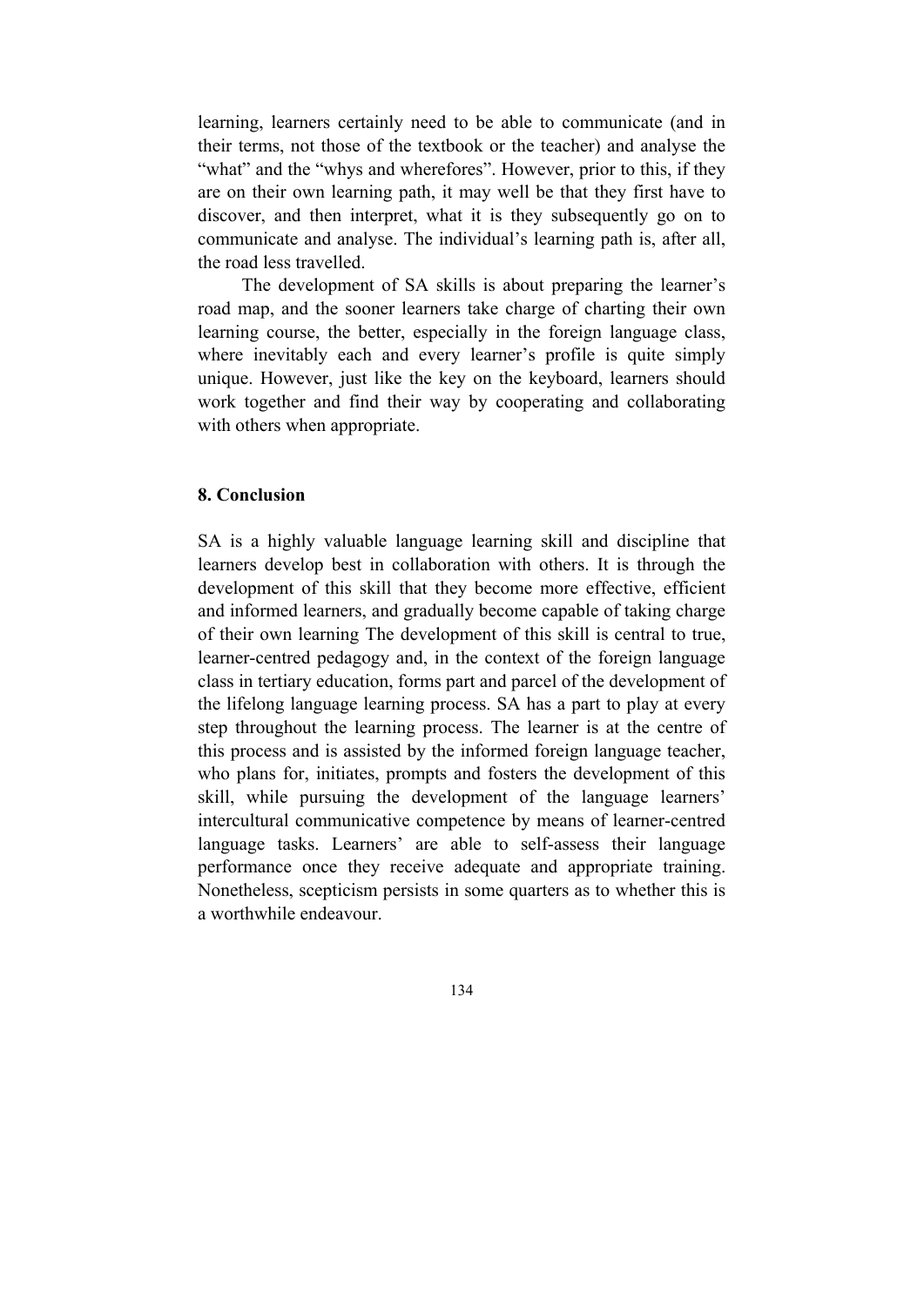learning, learners certainly need to be able to communicate (and in their terms, not those of the textbook or the teacher) and analyse the "what" and the "whys and wherefores". However, prior to this, if they are on their own learning path, it may well be that they first have to discover, and then interpret, what it is they subsequently go on to communicate and analyse. The individual's learning path is, after all, the road less travelled.

The development of SA skills is about preparing the learner's road map, and the sooner learners take charge of charting their own learning course, the better, especially in the foreign language class, where inevitably each and every learner's profile is quite simply unique. However, just like the key on the keyboard, learners should work together and find their way by cooperating and collaborating with others when appropriate.

## 8. Conclusion

SA is a highly valuable language learning skill and discipline that learners develop best in collaboration with others. It is through the development of this skill that they become more effective, efficient and informed learners, and gradually become capable of taking charge of their own learning The development of this skill is central to true, learner-centred pedagogy and, in the context of the foreign language class in tertiary education, forms part and parcel of the development of the lifelong language learning process. SA has a part to play at every step throughout the learning process. The learner is at the centre of this process and is assisted by the informed foreign language teacher, who plans for, initiates, prompts and fosters the development of this skill, while pursuing the development of the language learners' intercultural communicative competence by means of learner-centred language tasks. Learners' are able to self-assess their language performance once they receive adequate and appropriate training. Nonetheless, scepticism persists in some quarters as to whether this is a worthwhile endeavour.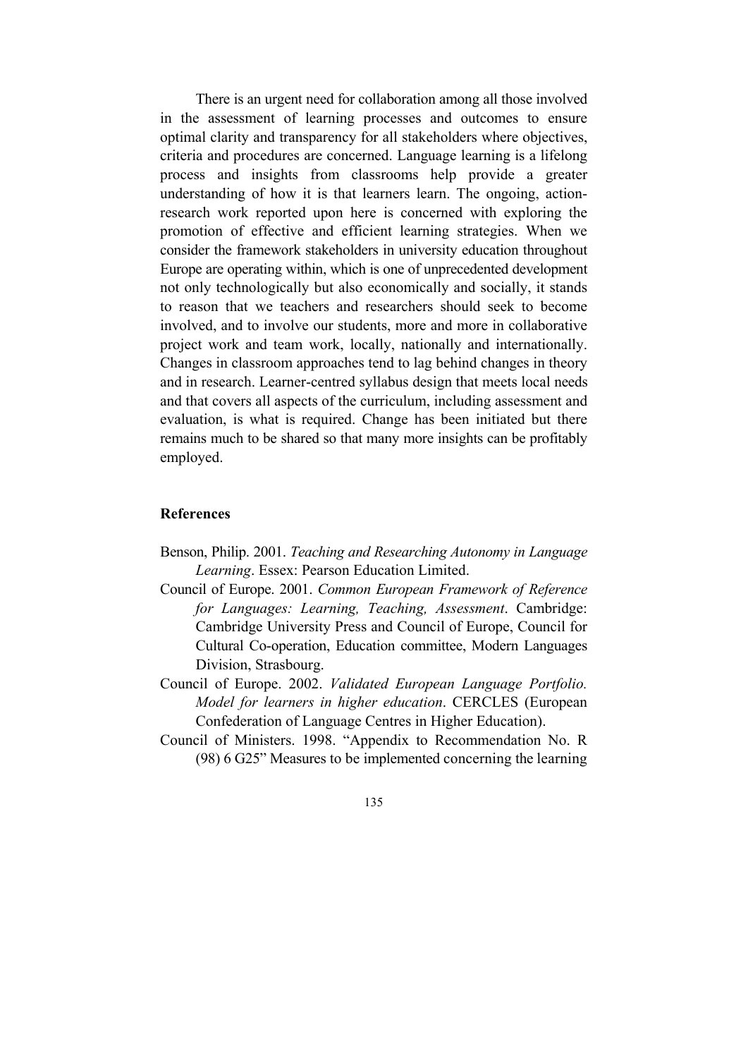There is an urgent need for collaboration among all those involved in the assessment of learning processes and outcomes to ensure optimal clarity and transparency for all stakeholders where objectives, criteria and procedures are concerned. Language learning is a lifelong process and insights from classrooms help provide a greater understanding of how it is that learners learn. The ongoing, action-research work reported upon here is concerned with exploring the promotion of effective and efficient learning strategies. When we consider the framework stakeholders in university education throughout Europe are operating within, which is one of unprecedented development not only technologically but also economically and socially, it stands to reason that we teachers and researchers should seek to become involved, and to involve our students, more and more in collaborative project work and team work, locally, nationally and internationally. Changes in classroom approaches tend to lag behind changes in theory and in research. Learner-centred syllabus design that meets local needs and that covers all aspects of the curriculum, including assessment and evaluation, is what is required. Change has been initiated but there remains much to be shared so that many more insights can be profitably employed.

## References

Benson, Philip. 2001. *Teaching and Researching Autonomy in Language Learning*. Essex: Pearson Education Limited.

Council of Europe. 2001. *Common European Framework of Reference for Languages: Learning, Teaching, Assessment*. Cambridge: Cambridge University Press and Council of Europe, Council for Cultural Co-operation, Education committee, Modern Languages Division, Strasbourg.

Council of Europe. 2002. *Validated European Language Portfolio. Model for learners in higher education*. CERCLES (European Confederation of Language Centres in Higher Education).

Council of Ministers. 1998. "Appendix to Recommendation No. R (98) 6 G25" Measures to be implemented concerning the learning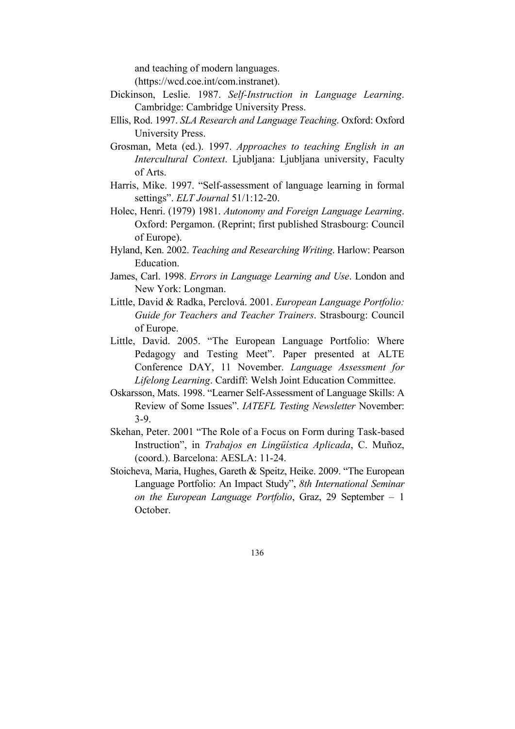and teaching of modern languages. (https://wcd.coe.int/com.instranet).

Dickinson, Leslie. 1987. *Self-Instruction in Language Learning*. Cambridge: Cambridge University Press.

Ellis, Rod. 1997. *SLA Research and Language Teaching*. Oxford: Oxford University Press.

Grosman, Meta (ed.). 1997. *Approaches to teaching English in an Intercultural Context*. Ljubljana: Ljubljana university, Faculty of Arts.

Harris, Mike. 1997. "Self-assessment of language learning in formal settings". *ELT Journal* 51/1:12-20.

Holec, Henri. (1979) 1981. *Autonomy and Foreign Language Learning*. Oxford: Pergamon. (Reprint; first published Strasbourg: Council of Europe).

Hyland, Ken. 2002. *Teaching and Researching Writing*. Harlow: Pearson Education.

James, Carl. 1998. *Errors in Language Learning and Use*. London and New York: Longman.

Little, David & Radka, Perclová. 2001. *European Language Portfolio: Guide for Teachers and Teacher Trainers*. Strasbourg: Council of Europe.

Little, David. 2005. "The European Language Portfolio: Where Pedagogy and Testing Meet". Paper presented at ALTE Conference DAY, 11 November. *Language Assessment for Lifelong Learning*. Cardiff: Welsh Joint Education Committee.

Oskarsson, Mats. 1998. "Learner Self-Assessment of Language Skills: A Review of Some Issues". *IATEFL Testing Newsletter* November: 3-9.

Skehan, Peter. 2001 "The Role of a Focus on Form during Task-based Instruction", in *Trabajos en Lingüística Aplicada*, C. Muñoz, (coord.). Barcelona: AESLA: 11-24.

Stoicheva, Maria, Hughes, Gareth & Speitz, Heike. 2009. "The European Language Portfolio: An Impact Study", *8th International Seminar on the European Language Portfolio*, Graz, 29 September – 1 October.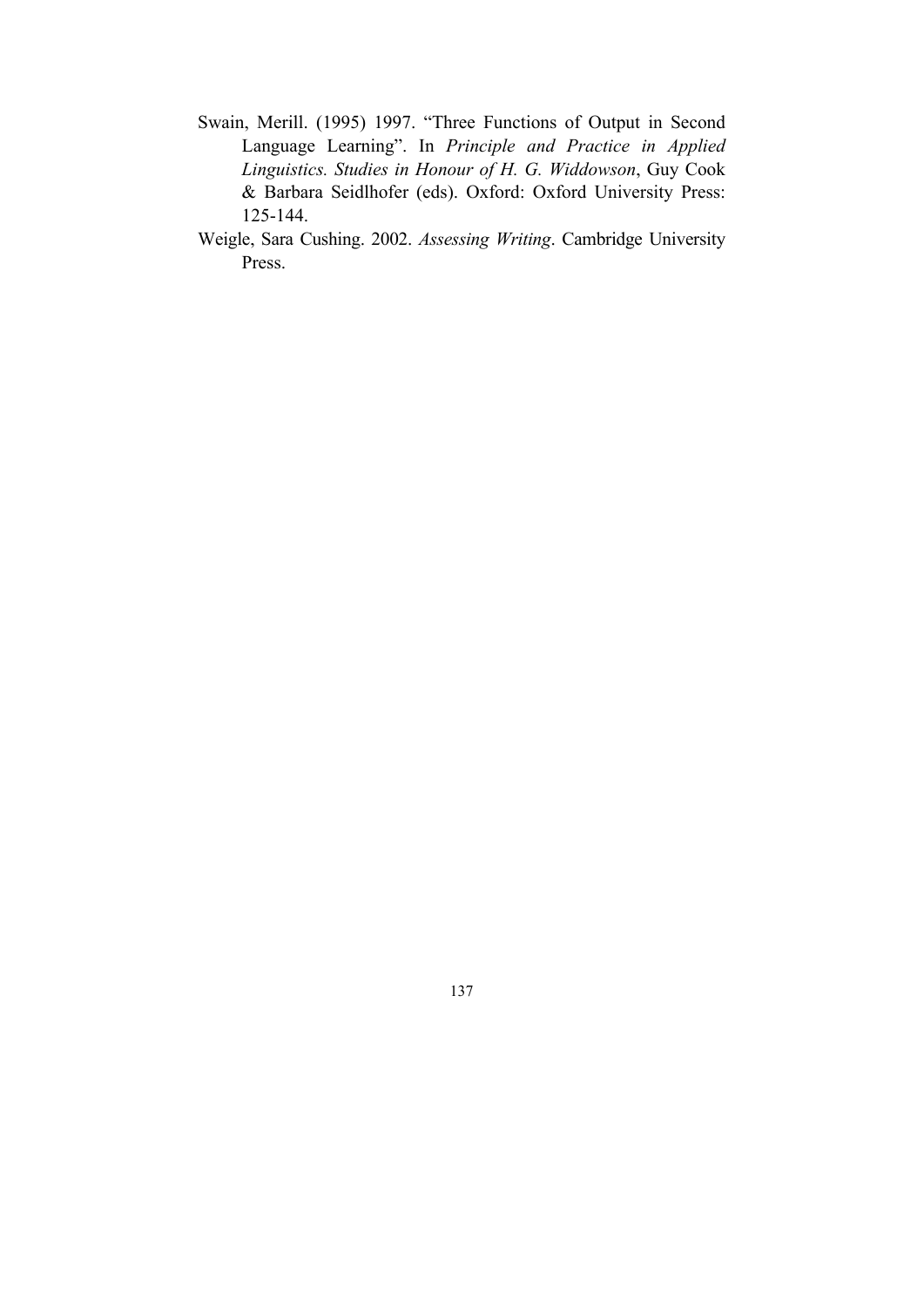Swain, Merill. (1995) 1997. "Three Functions of Output in Second Language Learning". In *Principle and Practice in Applied Linguistics. Studies in Honour of H. G. Widdowson*, Guy Cook & Barbara Seidlhofer (eds). Oxford: Oxford University Press: 125-144.

Weigle, Sara Cushing. 2002. *Assessing Writing*. Cambridge University Press.